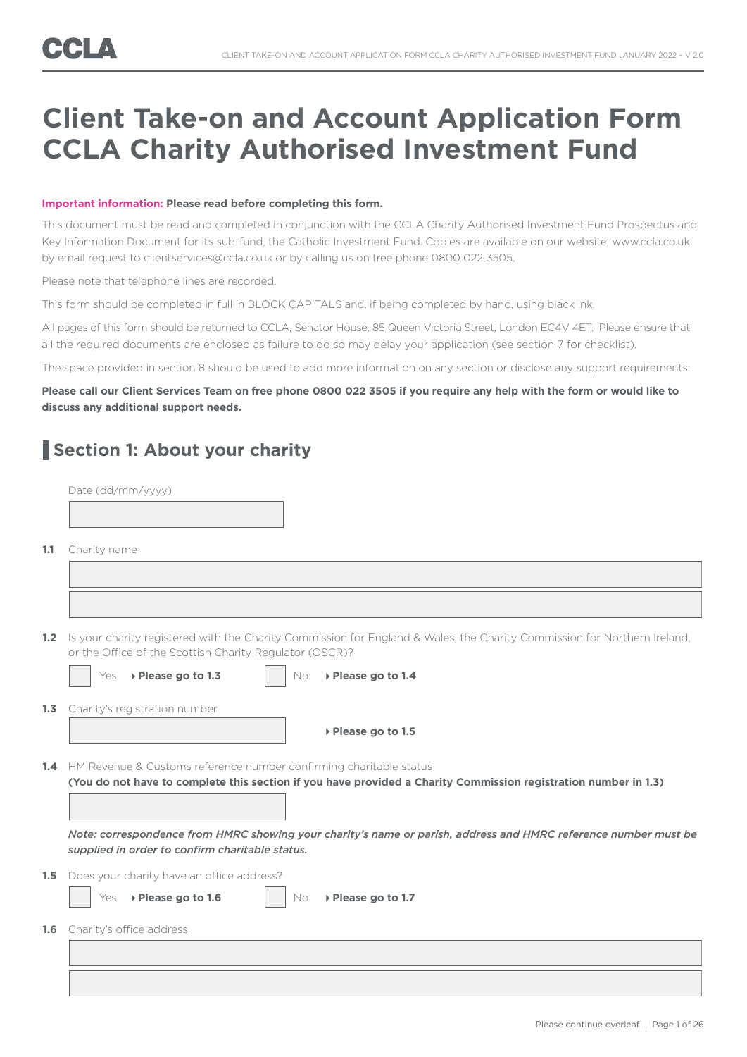# Client Take-on and Account Application Form CCLA Charity Authorised Investment Fund

**Important information: Please read before completing this form.**

This document must be read and completed in conjunction with the CCLA Charity Authorised Investment Fund Prospectus and Key Information Document for its sub-fund, the Catholic Investment Fund. Copies are available on our website, www.ccla.co.uk, by email request to clientservices@ccla.co.uk or by calling us on free phone 0800 022 3505.

Please note that telephone lines are recorded.

This form should be completed in full in BLOCK CAPITALS and, if being completed by hand, using black ink.

All pages of this form should be returned to CCLA, Senator House, 85 Queen Victoria Street, London EC4V 4ET. Please ensure that all the required documents are enclosed as failure to do so may delay your application (see section 7 for checklist).

The space provided in section 8 should be used to add more information on any section or disclose any support requirements.

**Please call our Client Services Team on free phone 0800 022 3505 if you require any help with the form or would like to discuss any additional support needs.**

## Section 1: About your charity

Date (dd/mm/yyyy)

**1.1** Charity name

**1.2** Is your charity registered with the Charity Commission for England & Wales, the Charity Commission for Northern Ireland, or the Office of the Scottish Charity Regulator (OSCR)?

☐ Yes ▸ **Please go to 1.3** ☐ No ▸ **Please go to 1.4**

**1.3** Charity's registration number

▸ **Please go to 1.5**

**1.4** HM Revenue & Customs reference number confirming charitable status
**(You do not have to complete this section if you have provided a Charity Commission registration number in 1.3)**

***Note: correspondence from HMRC showing your charity's name or parish, address and HMRC reference number must be supplied in order to confirm charitable status.***

**1.5** Does your charity have an office address?

☐ Yes ▸ **Please go to 1.6** ☐ No ▸ **Please go to 1.7**

**1.6** Charity's office address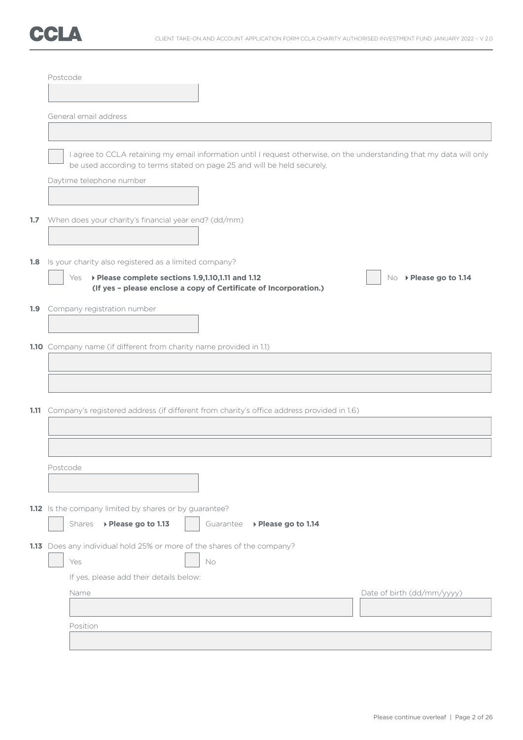Postcode

General email address

☐ I agree to CCLA retaining my email information until I request otherwise, on the understanding that my data will only be used according to terms stated on page 25 and will be held securely.

Daytime telephone number

**1.7** When does your charity's financial year end? (dd/mm)

**1.8** Is your charity also registered as a limited company?

☐ Yes ▸ **Please complete sections 1.9,1.10,1.11 and 1.12 (If yes – please enclose a copy of Certificate of Incorporation.)**

☐ No ▸ **Please go to 1.14**

**1.9** Company registration number

**1.10** Company name (if different from charity name provided in 1.1)

**1.11** Company's registered address (if different from charity's office address provided in 1.6)

Postcode

**1.12** Is the company limited by shares or by guarantee?

☐ Shares ▸ **Please go to 1.13** ☐ Guarantee ▸ **Please go to 1.14**

**1.13** Does any individual hold 25% or more of the shares of the company?

☐ Yes ☐ No

If yes, please add their details below:

Name

Date of birth (dd/mm/yyyy)

Position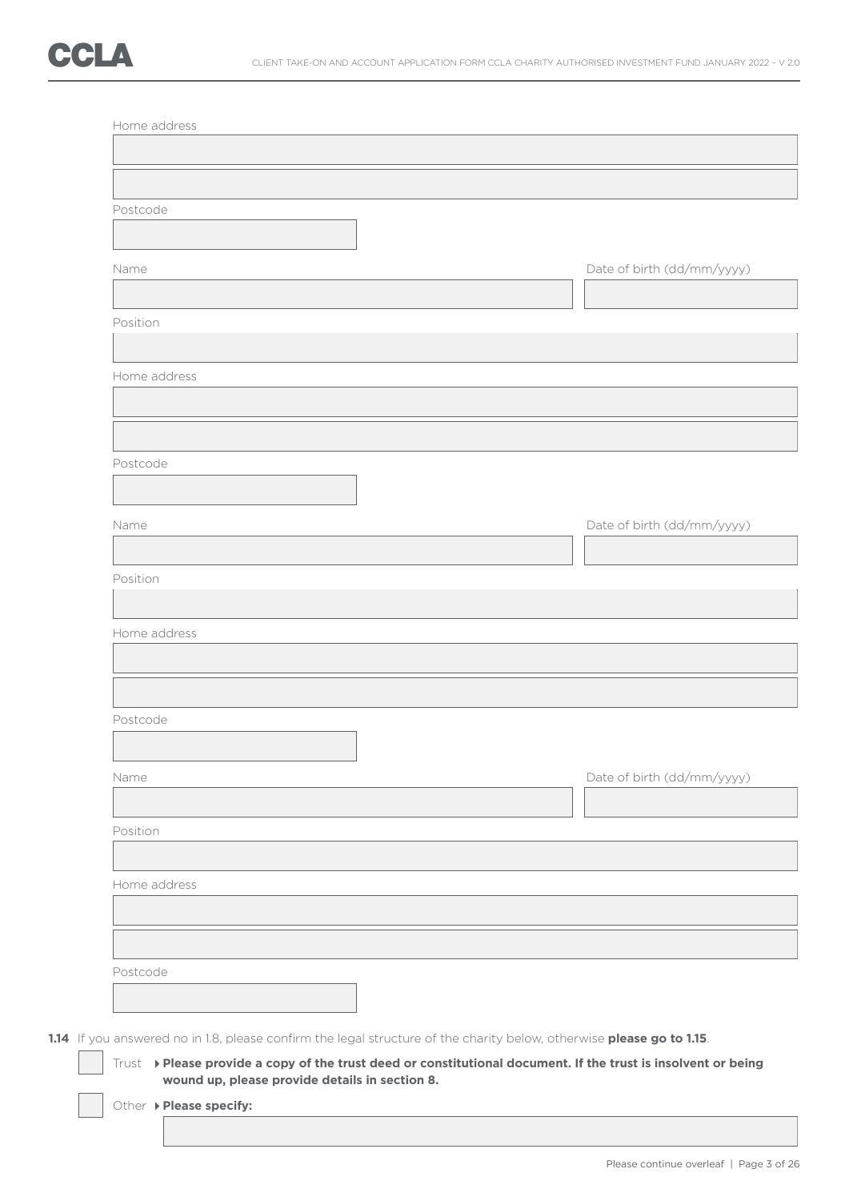Home address

Postcode

Name

Date of birth (dd/mm/yyyy)

Position

Home address

Postcode

Name

Date of birth (dd/mm/yyyy)

Position

Home address

Postcode

Name

Date of birth (dd/mm/yyyy)

Position

Home address

Postcode

**1.14** If you answered no in 1.8, please confirm the legal structure of the charity below, otherwise **please go to 1.15**.

☐ Trust ▸ **Please provide a copy of the trust deed or constitutional document. If the trust is insolvent or being wound up, please provide details in section 8.**

☐ Other ▸ **Please specify:**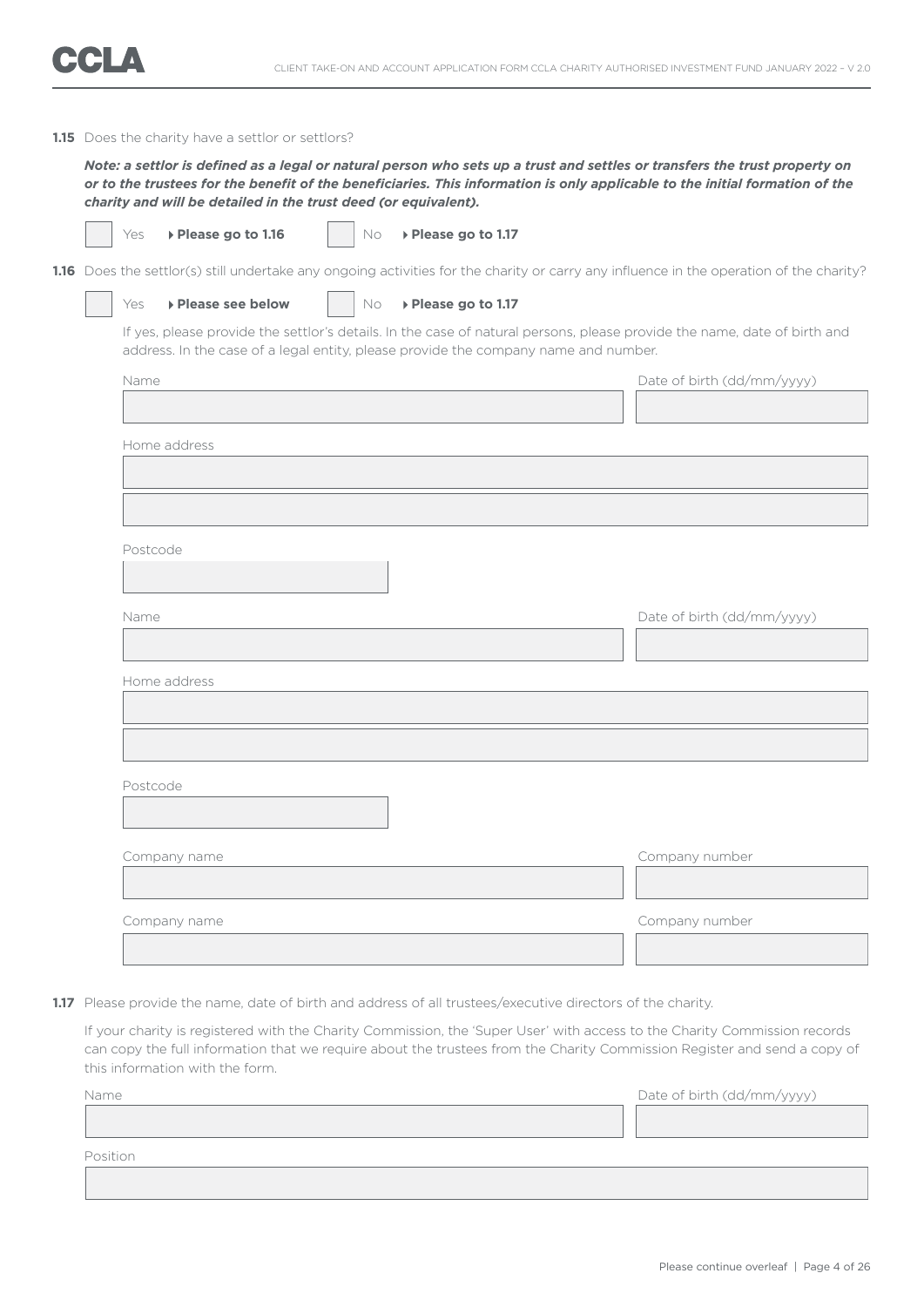**1.15** Does the charity have a settlor or settlors?

***Note: a settlor is defined as a legal or natural person who sets up a trust and settles or transfers the trust property on or to the trustees for the benefit of the beneficiaries. This information is only applicable to the initial formation of the charity and will be detailed in the trust deed (or equivalent).***

☐ Yes ▸ **Please go to 1.16** ☐ No ▸ **Please go to 1.17**

**1.16** Does the settlor(s) still undertake any ongoing activities for the charity or carry any influence in the operation of the charity?

☐ Yes ▸ **Please see below** ☐ No ▸ **Please go to 1.17**

If yes, please provide the settlor's details. In the case of natural persons, please provide the name, date of birth and address. In the case of a legal entity, please provide the company name and number.

Name

Date of birth (dd/mm/yyyy)

Home address

Postcode

Name

Date of birth (dd/mm/yyyy)

Home address

Postcode

Company name

Company number

Company name

Company number

**1.17** Please provide the name, date of birth and address of all trustees/executive directors of the charity.

If your charity is registered with the Charity Commission, the 'Super User' with access to the Charity Commission records can copy the full information that we require about the trustees from the Charity Commission Register and send a copy of this information with the form.

Name

Date of birth (dd/mm/yyyy)

Position

Please continue overleaf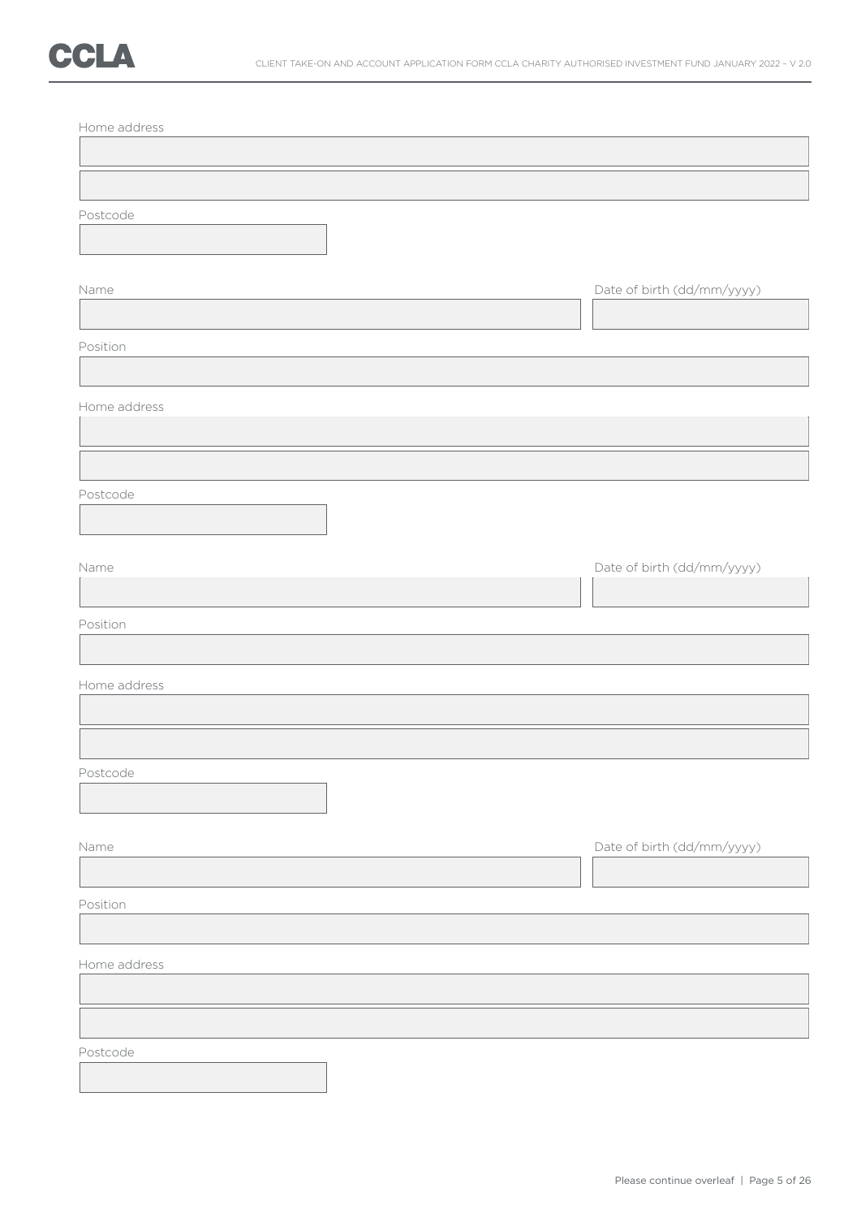Home address

Postcode

Name

Date of birth (dd/mm/yyyy)

Position

Home address

Postcode

Name

Date of birth (dd/mm/yyyy)

Position

Home address

Postcode

Name

Date of birth (dd/mm/yyyy)

Position

Home address

Postcode

Please continue overleaf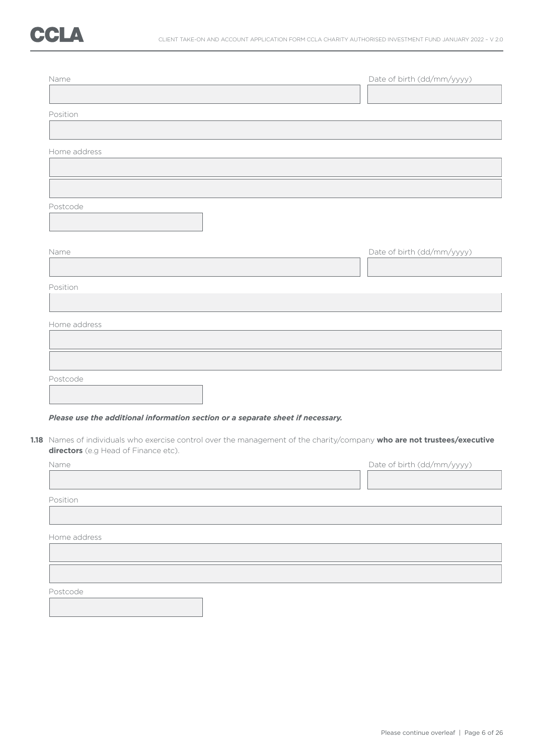Name

Date of birth (dd/mm/yyyy)

Position

Home address

Postcode

Name

Date of birth (dd/mm/yyyy)

Position

Home address

Postcode

***Please use the additional information section or a separate sheet if necessary.***

**1.18** Names of individuals who exercise control over the management of the charity/company **who are not trustees/executive directors** (e.g Head of Finance etc).

Name

Date of birth (dd/mm/yyyy)

Position

Home address

Postcode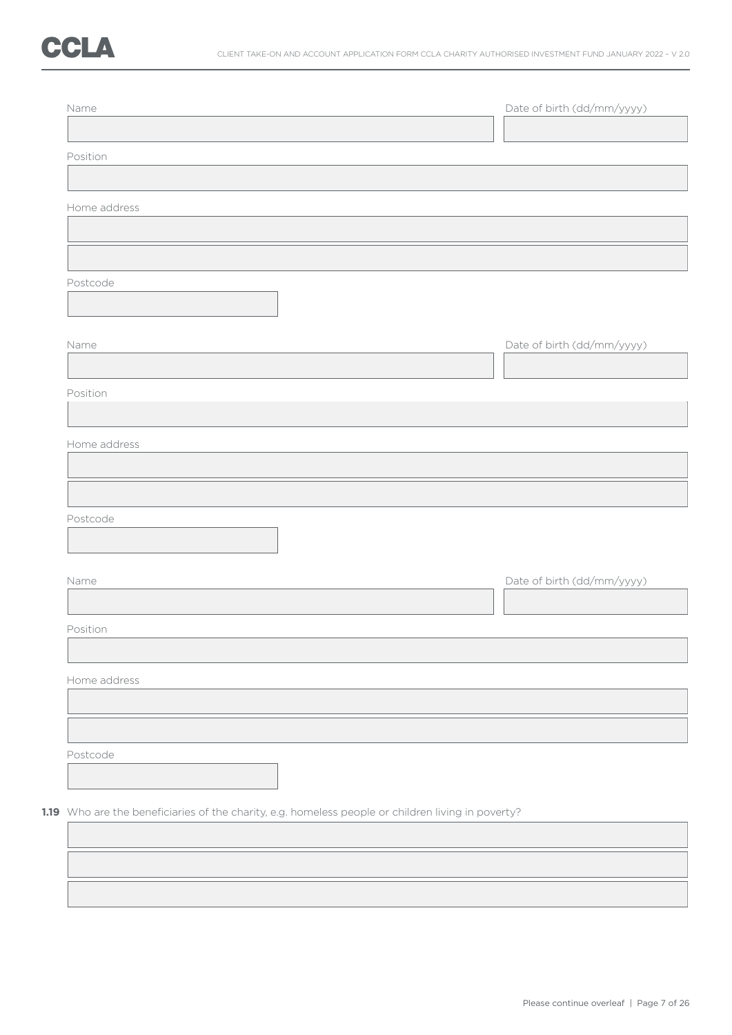Name

Date of birth (dd/mm/yyyy)

Position

Home address

Postcode

Name

Date of birth (dd/mm/yyyy)

Position

Home address

Postcode

Name

Date of birth (dd/mm/yyyy)

Position

Home address

Postcode

**1.19** Who are the beneficiaries of the charity, e.g. homeless people or children living in poverty?

Please continue overleaf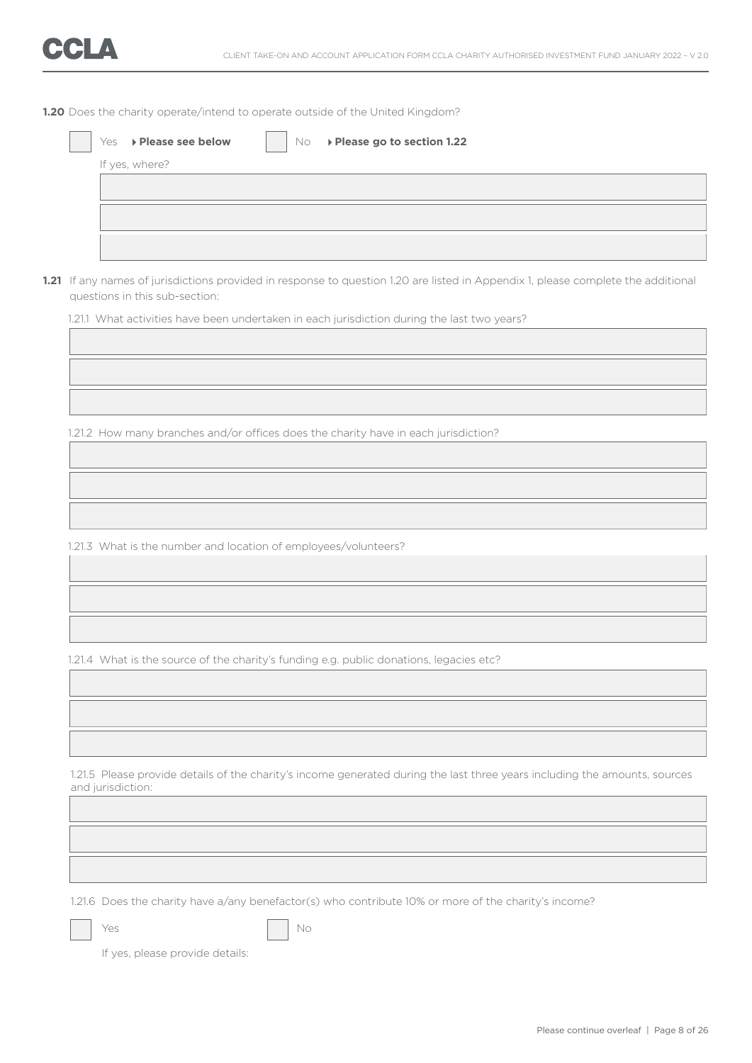**1.20** Does the charity operate/intend to operate outside of the United Kingdom?

☐ Yes ▸ **Please see below** ☐ No ▸ **Please go to section 1.22**

If yes, where?

**1.21** If any names of jurisdictions provided in response to question 1.20 are listed in Appendix 1, please complete the additional questions in this sub-section:

1.21.1 What activities have been undertaken in each jurisdiction during the last two years?

1.21.2 How many branches and/or offices does the charity have in each jurisdiction?

1.21.3 What is the number and location of employees/volunteers?

1.21.4 What is the source of the charity's funding e.g. public donations, legacies etc?

1.21.5 Please provide details of the charity's income generated during the last three years including the amounts, sources and jurisdiction:

1.21.6 Does the charity have a/any benefactor(s) who contribute 10% or more of the charity's income?

☐ Yes ☐ No

If yes, please provide details:

Please continue overleaf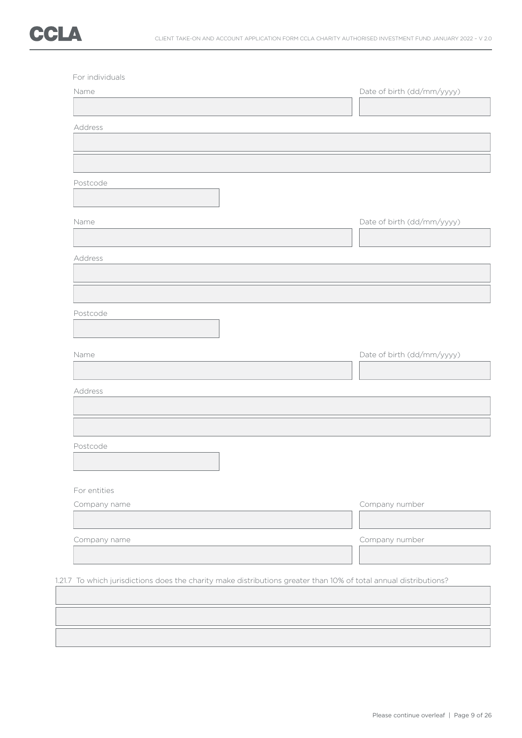For individuals

Name

Date of birth (dd/mm/yyyy)

Address

Postcode

Name

Date of birth (dd/mm/yyyy)

Address

Postcode

Name

Date of birth (dd/mm/yyyy)

Address

Postcode

For entities

Company name

Company number

Company name

Company number

1.21.7 To which jurisdictions does the charity make distributions greater than 10% of total annual distributions?

Please continue overleaf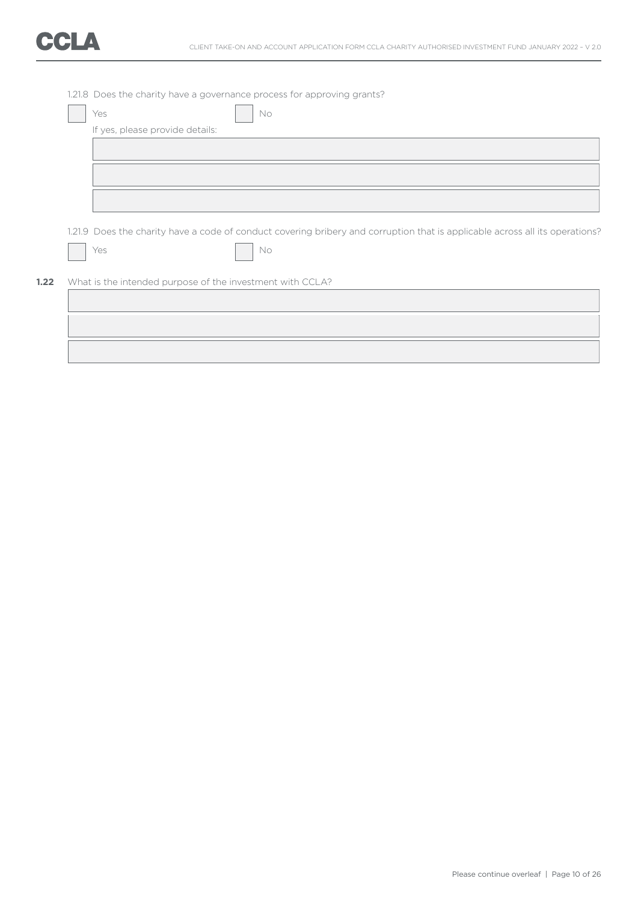1.21.8 Does the charity have a governance process for approving grants?

☐ Yes ☐ No

If yes, please provide details:

1.21.9 Does the charity have a code of conduct covering bribery and corruption that is applicable across all its operations?

☐ Yes ☐ No

**1.22** What is the intended purpose of the investment with CCLA?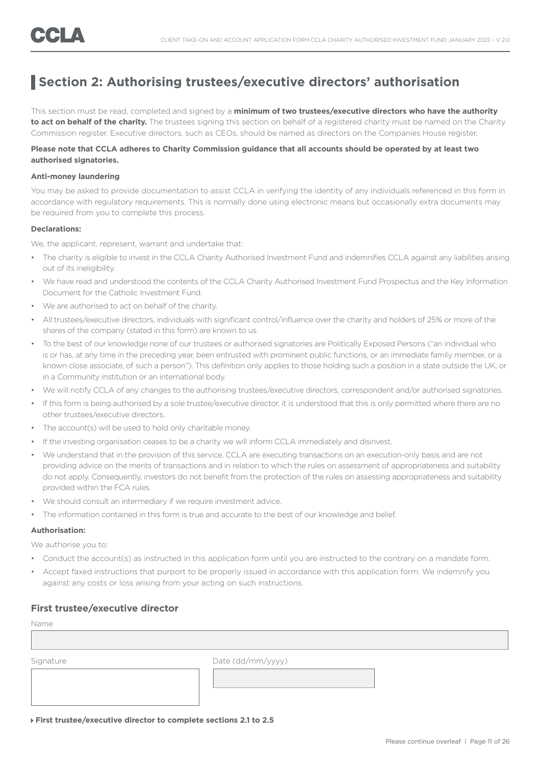## Section 2: Authorising trustees/executive directors' authorisation

This section must be read, completed and signed by a **minimum of two trustees/executive directors who have the authority to act on behalf of the charity.** The trustees signing this section on behalf of a registered charity must be named on the Charity Commission register. Executive directors, such as CEOs, should be named as directors on the Companies House register.

**Please note that CCLA adheres to Charity Commission guidance that all accounts should be operated by at least two authorised signatories.**

**Anti-money laundering**

You may be asked to provide documentation to assist CCLA in verifying the identity of any individuals referenced in this form in accordance with regulatory requirements. This is normally done using electronic means but occasionally extra documents may be required from you to complete this process.

**Declarations:**

We, the applicant, represent, warrant and undertake that:

- The charity is eligible to invest in the CCLA Charity Authorised Investment Fund and indemnifies CCLA against any liabilities arising out of its ineligibility.
- We have read and understood the contents of the CCLA Charity Authorised Investment Fund Prospectus and the Key Information Document for the Catholic Investment Fund.
- We are authorised to act on behalf of the charity.
- All trustees/executive directors, individuals with significant control/influence over the charity and holders of 25% or more of the shares of the company (stated in this form) are known to us.
- To the best of our knowledge none of our trustees or authorised signatories are Politically Exposed Persons ("an individual who is or has, at any time in the preceding year, been entrusted with prominent public functions, or an immediate family member, or a known close associate, of such a person"). This definition only applies to those holding such a position in a state outside the UK, or in a Community institution or an international body.
- We will notify CCLA of any changes to the authorising trustees/executive directors, correspondent and/or authorised signatories.
- If this form is being authorised by a sole trustee/executive director, it is understood that this is only permitted where there are no other trustees/executive directors.
- The account(s) will be used to hold only charitable money.
- If the investing organisation ceases to be a charity we will inform CCLA immediately and disinvest.
- We understand that in the provision of this service, CCLA are executing transactions on an execution-only basis and are not providing advice on the merits of transactions and in relation to which the rules on assessment of appropriateness and suitability do not apply. Consequently, investors do not benefit from the protection of the rules on assessing appropriateness and suitability provided within the FCA rules.
- We should consult an intermediary if we require investment advice.
- The information contained in this form is true and accurate to the best of our knowledge and belief.

**Authorisation:**

We authorise you to:

- Conduct the account(s) as instructed in this application form until you are instructed to the contrary on a mandate form.
- Accept faxed instructions that purport to be properly issued in accordance with this application form. We indemnify you against any costs or loss arising from your acting on such instructions.

### First trustee/executive director

Name

Signature

Date (dd/mm/yyyy)

**First trustee/executive director to complete sections 2.1 to 2.5**

Please continue overleaf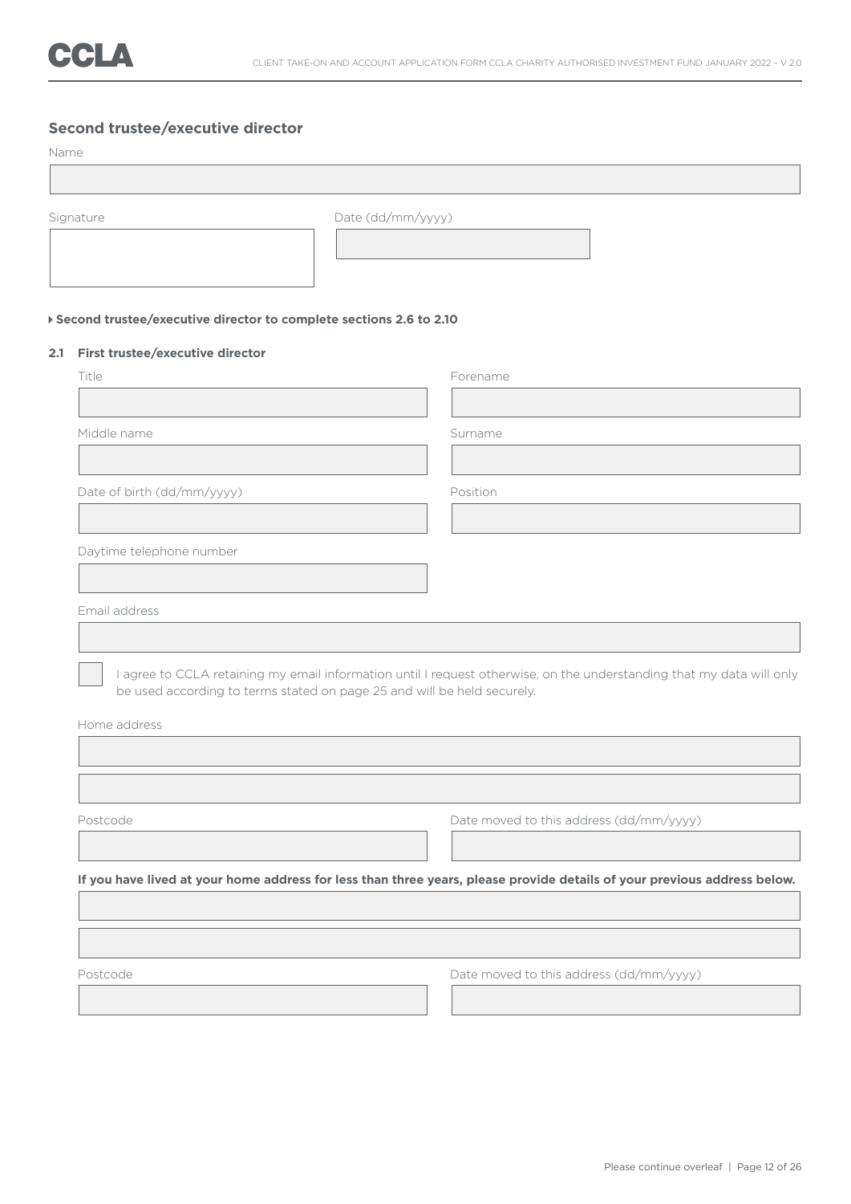## Second trustee/executive director

Name

Signature

Date (dd/mm/yyyy)

▸ **Second trustee/executive director to complete sections 2.6 to 2.10**

### 2.1 First trustee/executive director

Title

Forename

Middle name

Surname

Date of birth (dd/mm/yyyy)

Position

Daytime telephone number

Email address

☐ I agree to CCLA retaining my email information until I request otherwise, on the understanding that my data will only be used according to terms stated on page 25 and will be held securely.

Home address

Postcode

Date moved to this address (dd/mm/yyyy)

**If you have lived at your home address for less than three years, please provide details of your previous address below.**

Postcode

Date moved to this address (dd/mm/yyyy)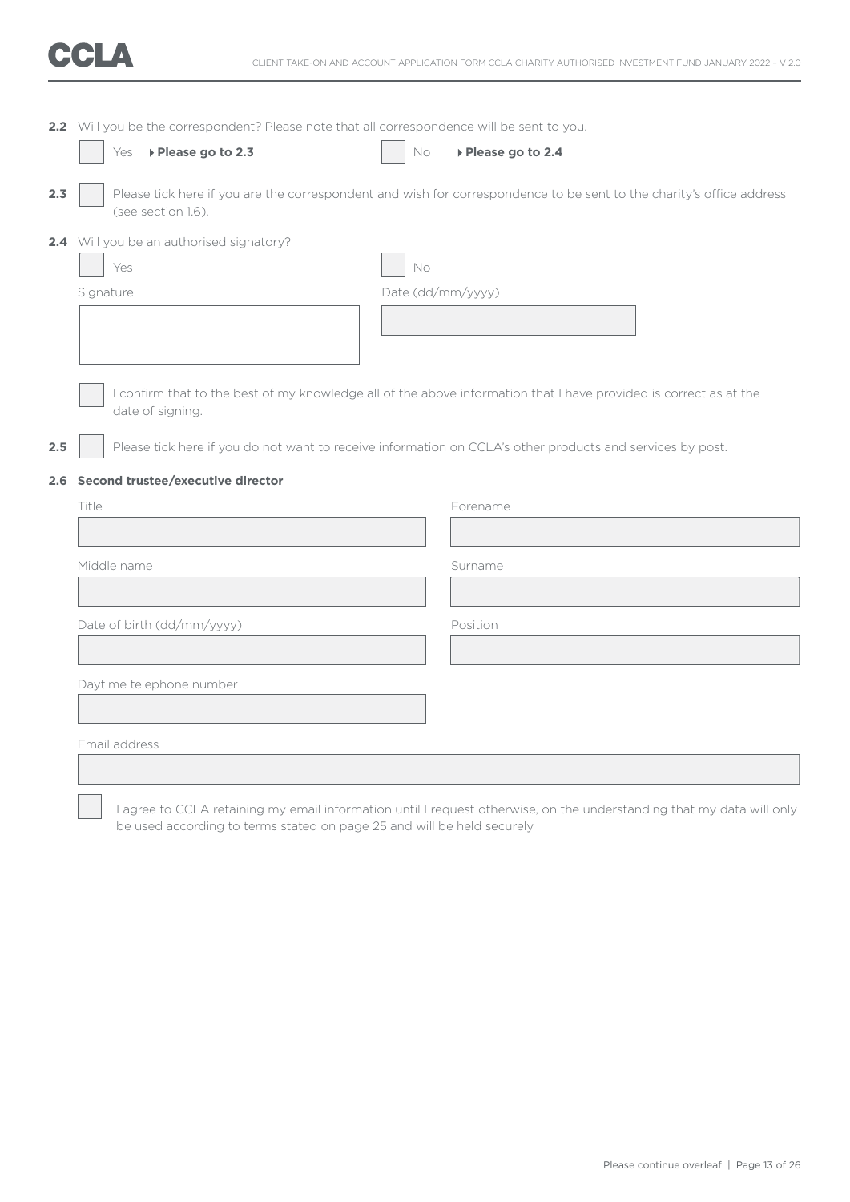**2.2** Will you be the correspondent? Please note that all correspondence will be sent to you.

☐ Yes ▸ **Please go to 2.3** ☐ No ▸ **Please go to 2.4**

**2.3** ☐ Please tick here if you are the correspondent and wish for correspondence to be sent to the charity's office address (see section 1.6).

**2.4** Will you be an authorised signatory?

☐ Yes ☐ No

Signature

Date (dd/mm/yyyy)

☐ I confirm that to the best of my knowledge all of the above information that I have provided is correct as at the date of signing.

**2.5** ☐ Please tick here if you do not want to receive information on CCLA's other products and services by post.

**2.6 Second trustee/executive director**

Title

Forename

Middle name

Surname

Date of birth (dd/mm/yyyy)

Position

Daytime telephone number

Email address

☐ I agree to CCLA retaining my email information until I request otherwise, on the understanding that my data will only be used according to terms stated on page 25 and will be held securely.

Please continue overleaf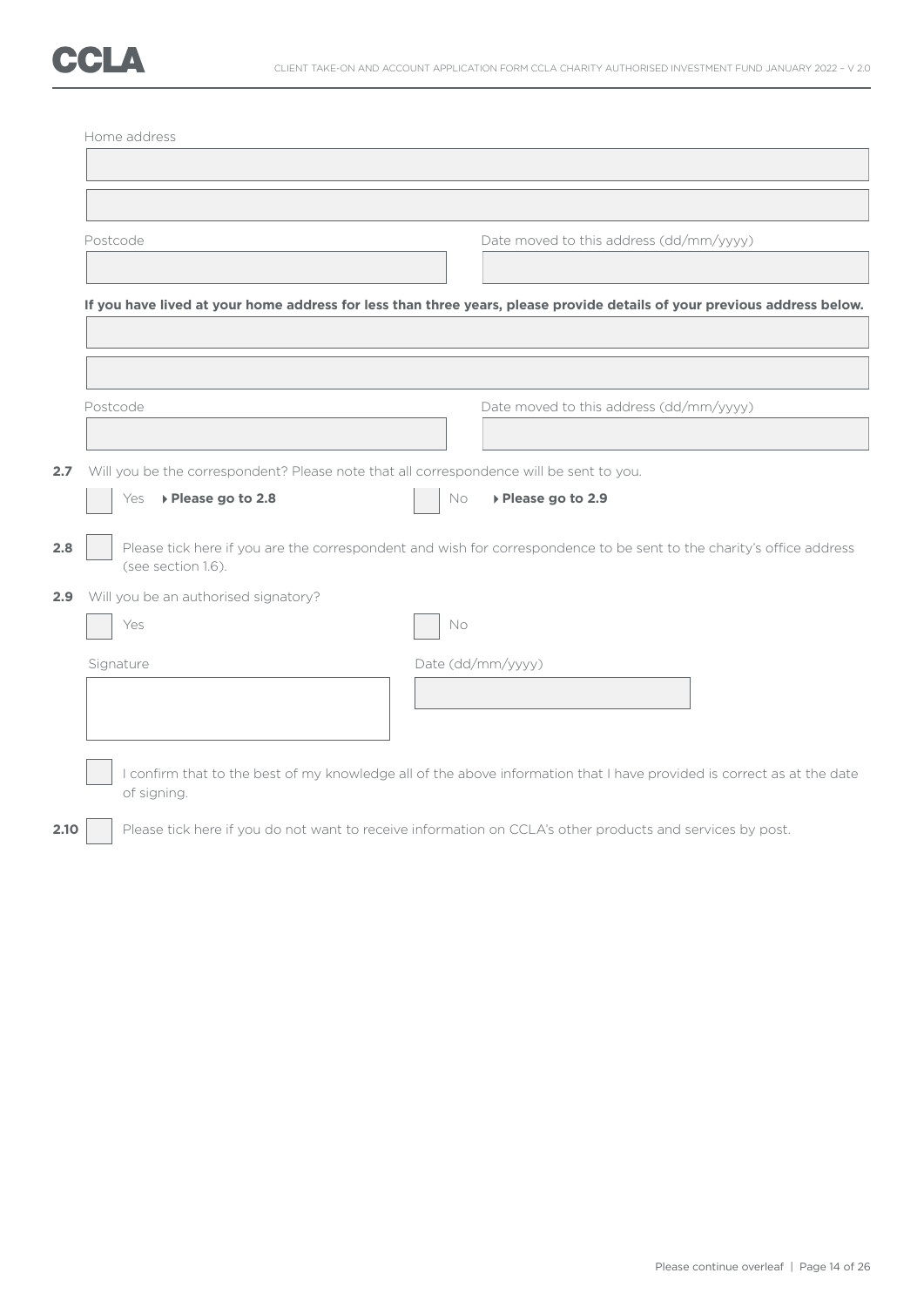Home address

Postcode

Date moved to this address (dd/mm/yyyy)

**If you have lived at your home address for less than three years, please provide details of your previous address below.**

Postcode

Date moved to this address (dd/mm/yyyy)

**2.7** Will you be the correspondent? Please note that all correspondence will be sent to you.

☐ Yes ▸ **Please go to 2.8** ☐ No ▸ **Please go to 2.9**

**2.8** ☐ Please tick here if you are the correspondent and wish for correspondence to be sent to the charity's office address (see section 1.6).

**2.9** Will you be an authorised signatory?

☐ Yes ☐ No

Signature

Date (dd/mm/yyyy)

☐ I confirm that to the best of my knowledge all of the above information that I have provided is correct as at the date of signing.

**2.10** ☐ Please tick here if you do not want to receive information on CCLA's other products and services by post.

Please continue overleaf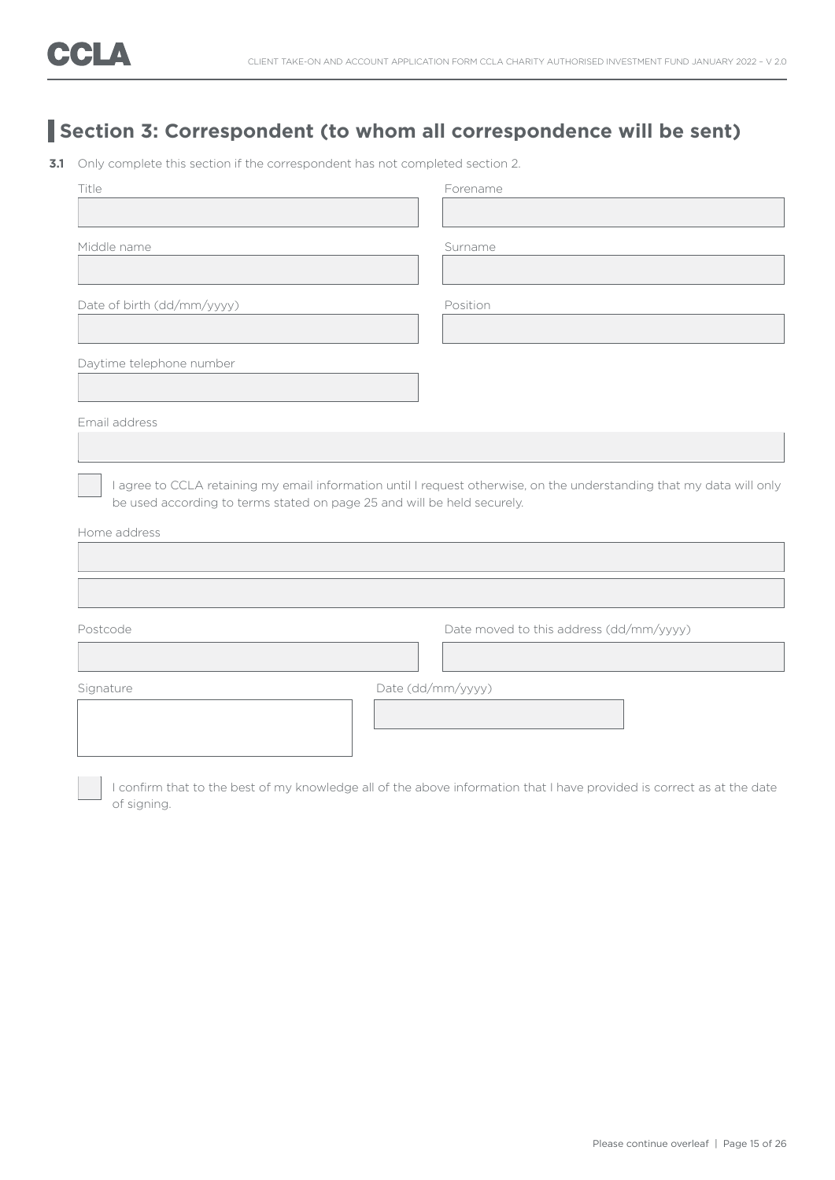## Section 3: Correspondent (to whom all correspondence will be sent)

**3.1** Only complete this section if the correspondent has not completed section 2.

Title

Forename

Middle name

Surname

Date of birth (dd/mm/yyyy)

Position

Daytime telephone number

Email address

☐ I agree to CCLA retaining my email information until I request otherwise, on the understanding that my data will only be used according to terms stated on page 25 and will be held securely.

Home address

Postcode

Date moved to this address (dd/mm/yyyy)

Signature

Date (dd/mm/yyyy)

☐ I confirm that to the best of my knowledge all of the above information that I have provided is correct as at the date of signing.

Please continue overleaf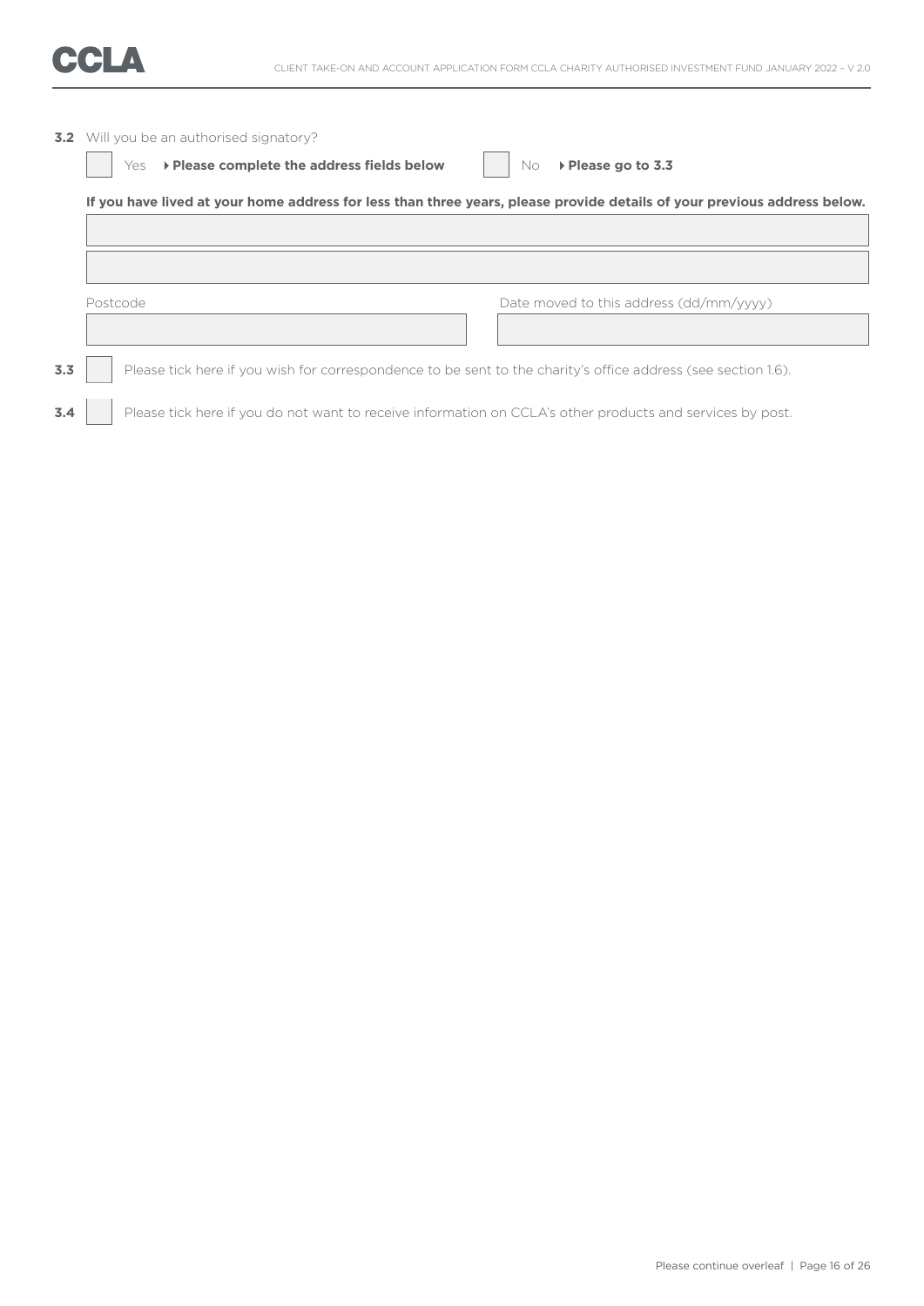**3.2** Will you be an authorised signatory?

☐ Yes ▸ **Please complete the address fields below** ☐ No ▸ **Please go to 3.3**

**If you have lived at your home address for less than three years, please provide details of your previous address below.**

Postcode

Date moved to this address (dd/mm/yyyy)

**3.3** ☐ Please tick here if you wish for correspondence to be sent to the charity's office address (see section 1.6).

**3.4** ☐ Please tick here if you do not want to receive information on CCLA's other products and services by post.

Please continue overleaf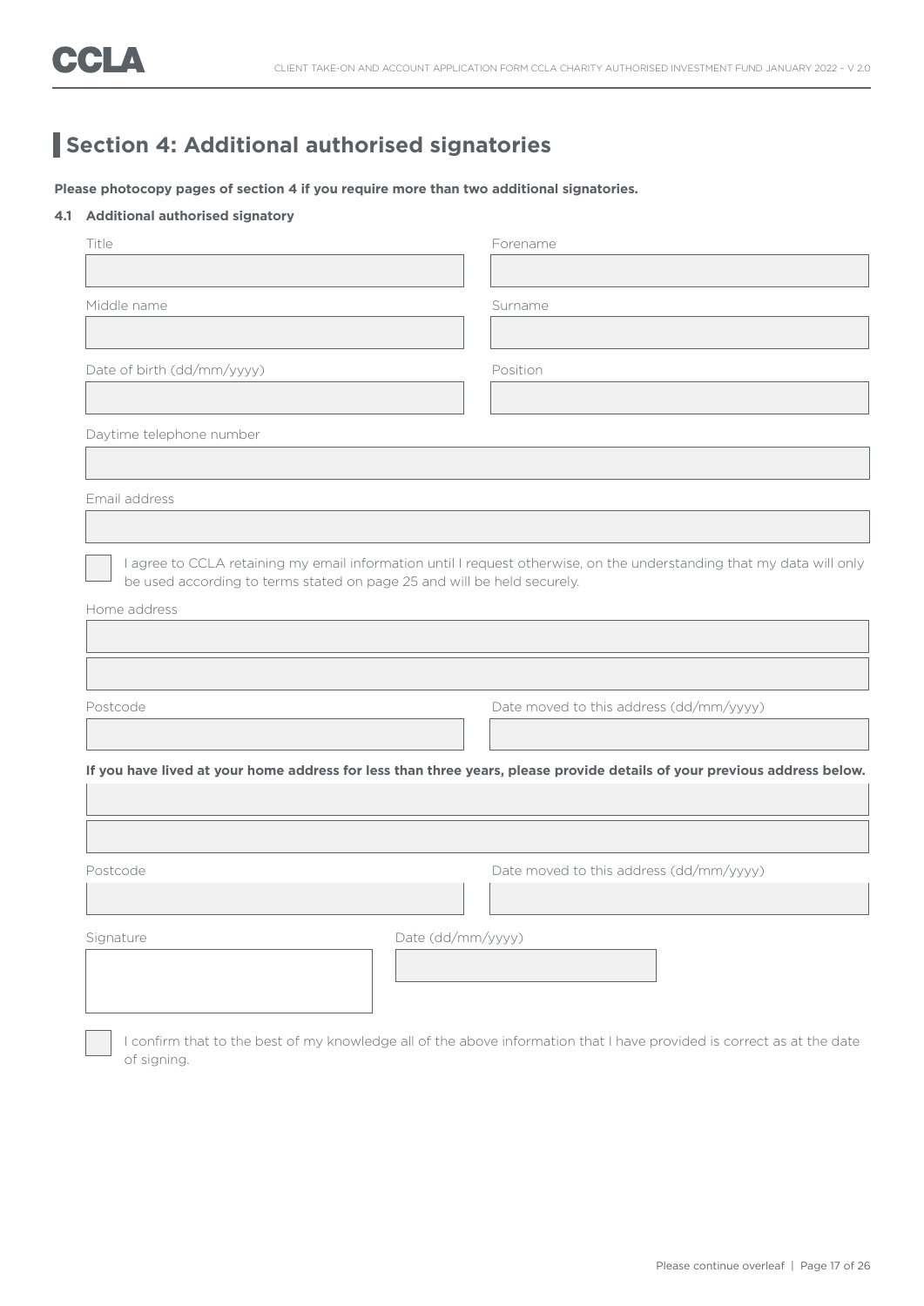# Section 4: Additional authorised signatories

**Please photocopy pages of section 4 if you require more than two additional signatories.**

**4.1 Additional authorised signatory**

Title

Forename

Middle name

Surname

Date of birth (dd/mm/yyyy)

Position

Daytime telephone number

Email address

☐ I agree to CCLA retaining my email information until I request otherwise, on the understanding that my data will only be used according to terms stated on page 25 and will be held securely.

Home address

Postcode

Date moved to this address (dd/mm/yyyy)

**If you have lived at your home address for less than three years, please provide details of your previous address below.**

Postcode

Date moved to this address (dd/mm/yyyy)

Signature

Date (dd/mm/yyyy)

☐ I confirm that to the best of my knowledge all of the above information that I have provided is correct as at the date of signing.

Please continue overleaf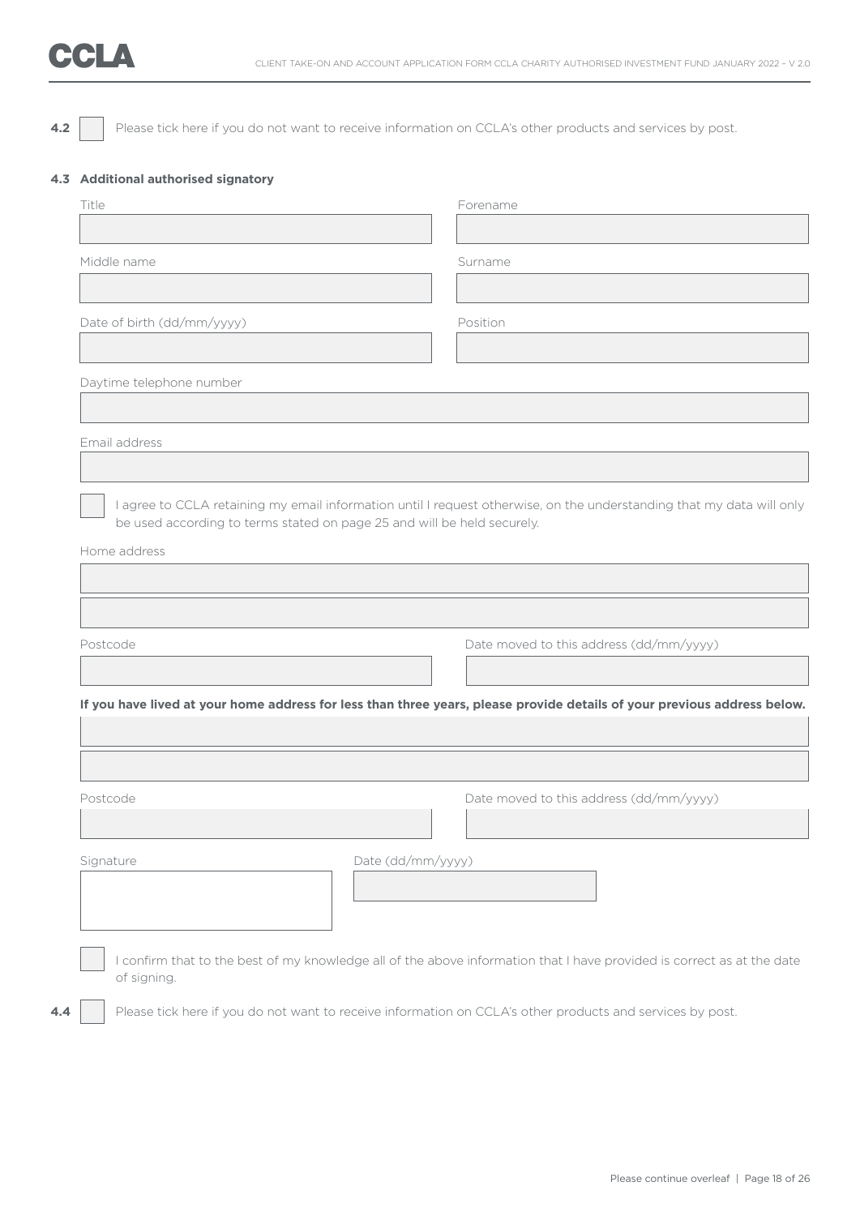**4.2** ☐ Please tick here if you do not want to receive information on CCLA's other products and services by post.

**4.3 Additional authorised signatory**

Title

Forename

Middle name

Surname

Date of birth (dd/mm/yyyy)

Position

Daytime telephone number

Email address

☐ I agree to CCLA retaining my email information until I request otherwise, on the understanding that my data will only be used according to terms stated on page 25 and will be held securely.

Home address

Postcode

Date moved to this address (dd/mm/yyyy)

**If you have lived at your home address for less than three years, please provide details of your previous address below.**

Postcode

Date moved to this address (dd/mm/yyyy)

Signature

Date (dd/mm/yyyy)

☐ I confirm that to the best of my knowledge all of the above information that I have provided is correct as at the date of signing.

**4.4** ☐ Please tick here if you do not want to receive information on CCLA's other products and services by post.

Please continue overleaf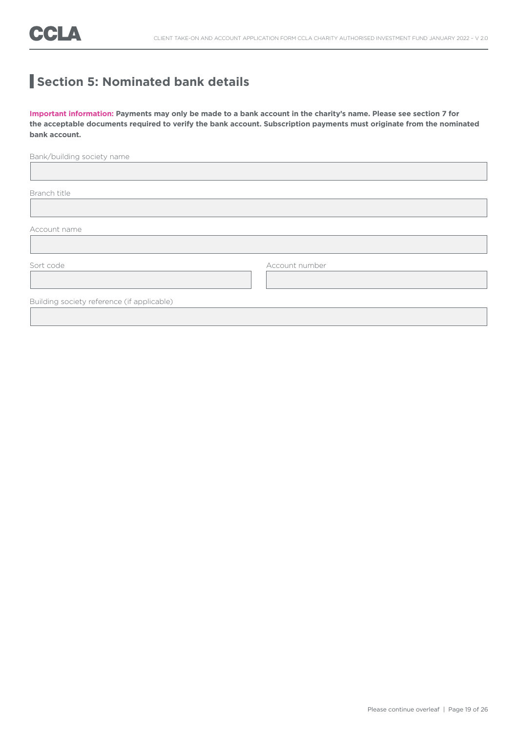## Section 5: Nominated bank details

**Important information: Payments may only be made to a bank account in the charity's name. Please see section 7 for the acceptable documents required to verify the bank account. Subscription payments must originate from the nominated bank account.**

Bank/building society name

Branch title

Account name

Sort code

Account number

Building society reference (if applicable)

Please continue overleaf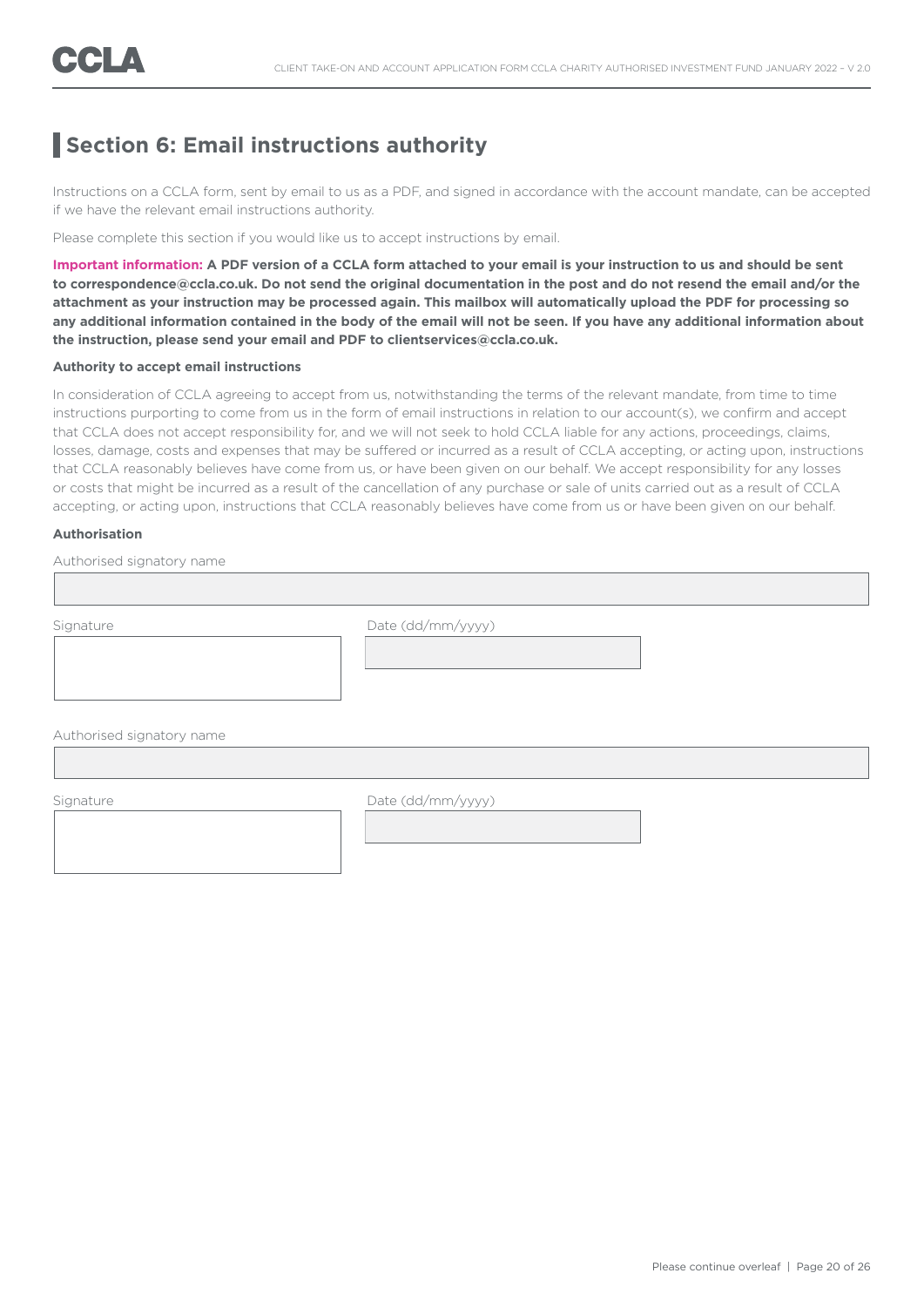## Section 6: Email instructions authority

Instructions on a CCLA form, sent by email to us as a PDF, and signed in accordance with the account mandate, can be accepted if we have the relevant email instructions authority.

Please complete this section if you would like us to accept instructions by email.

**Important information: A PDF version of a CCLA form attached to your email is your instruction to us and should be sent to correspondence@ccla.co.uk. Do not send the original documentation in the post and do not resend the email and/or the attachment as your instruction may be processed again. This mailbox will automatically upload the PDF for processing so any additional information contained in the body of the email will not be seen. If you have any additional information about the instruction, please send your email and PDF to clientservices@ccla.co.uk.**

**Authority to accept email instructions**

In consideration of CCLA agreeing to accept from us, notwithstanding the terms of the relevant mandate, from time to time instructions purporting to come from us in the form of email instructions in relation to our account(s), we confirm and accept that CCLA does not accept responsibility for, and we will not seek to hold CCLA liable for any actions, proceedings, claims, losses, damage, costs and expenses that may be suffered or incurred as a result of CCLA accepting, or acting upon, instructions that CCLA reasonably believes have come from us, or have been given on our behalf. We accept responsibility for any losses or costs that might be incurred as a result of the cancellation of any purchase or sale of units carried out as a result of CCLA accepting, or acting upon, instructions that CCLA reasonably believes have come from us or have been given on our behalf.

**Authorisation**

Authorised signatory name

Signature

Date (dd/mm/yyyy)

Authorised signatory name

Signature

Date (dd/mm/yyyy)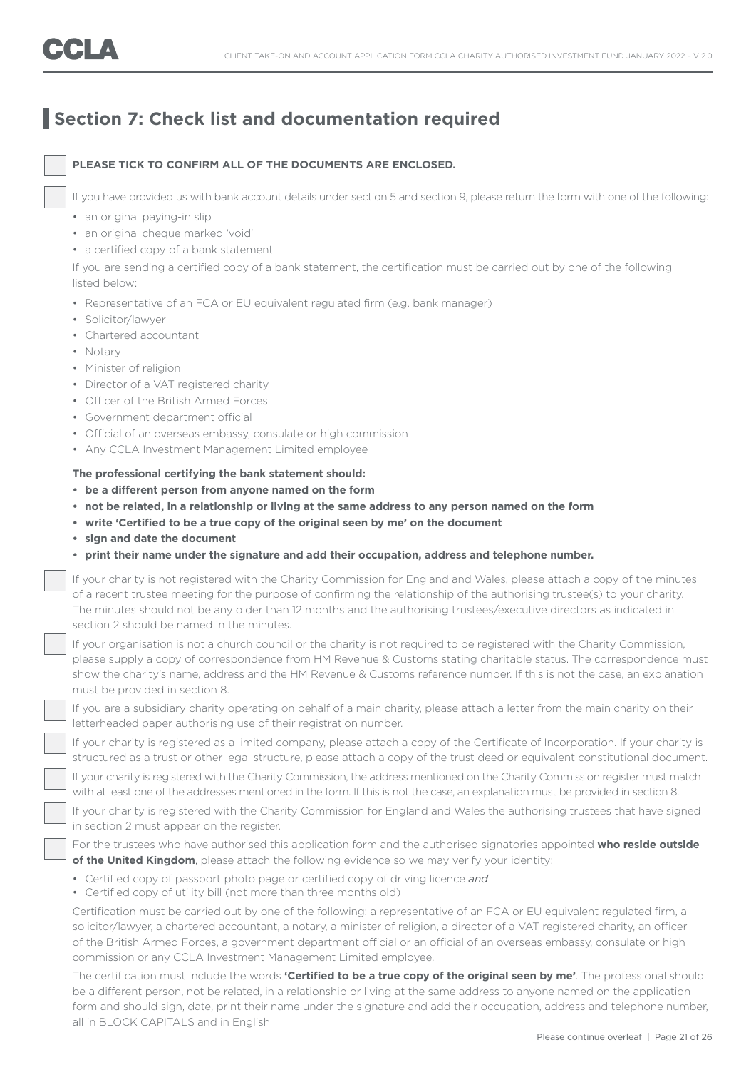## Section 7: Check list and documentation required

☐ **PLEASE TICK TO CONFIRM ALL OF THE DOCUMENTS ARE ENCLOSED.**

☐ If you have provided us with bank account details under section 5 and section 9, please return the form with one of the following:

- an original paying-in slip
- an original cheque marked 'void'
- a certified copy of a bank statement

If you are sending a certified copy of a bank statement, the certification must be carried out by one of the following listed below:

- Representative of an FCA or EU equivalent regulated firm (e.g. bank manager)
- Solicitor/lawyer
- Chartered accountant
- Notary
- Minister of religion
- Director of a VAT registered charity
- Officer of the British Armed Forces
- Government department official
- Official of an overseas embassy, consulate or high commission
- Any CCLA Investment Management Limited employee

**The professional certifying the bank statement should:**

- **be a different person from anyone named on the form**
- **not be related, in a relationship or living at the same address to any person named on the form**
- **write 'Certified to be a true copy of the original seen by me' on the document**
- **sign and date the document**
- **print their name under the signature and add their occupation, address and telephone number.**

☐ If your charity is not registered with the Charity Commission for England and Wales, please attach a copy of the minutes of a recent trustee meeting for the purpose of confirming the relationship of the authorising trustee(s) to your charity. The minutes should not be any older than 12 months and the authorising trustees/executive directors as indicated in section 2 should be named in the minutes.

☐ If your organisation is not a church council or the charity is not required to be registered with the Charity Commission, please supply a copy of correspondence from HM Revenue & Customs stating charitable status. The correspondence must show the charity's name, address and the HM Revenue & Customs reference number. If this is not the case, an explanation must be provided in section 8.

☐ If you are a subsidiary charity operating on behalf of a main charity, please attach a letter from the main charity on their letterheaded paper authorising use of their registration number.

☐ If your charity is registered as a limited company, please attach a copy of the Certificate of Incorporation. If your charity is structured as a trust or other legal structure, please attach a copy of the trust deed or equivalent constitutional document.

☐ If your charity is registered with the Charity Commission, the address mentioned on the Charity Commission register must match with at least one of the addresses mentioned in the form. If this is not the case, an explanation must be provided in section 8.

☐ If your charity is registered with the Charity Commission for England and Wales the authorising trustees that have signed in section 2 must appear on the register.

☐ For the trustees who have authorised this application form and the authorised signatories appointed **who reside outside of the United Kingdom**, please attach the following evidence so we may verify your identity:

- Certified copy of passport photo page or certified copy of driving licence *and*
- Certified copy of utility bill (not more than three months old)

Certification must be carried out by one of the following: a representative of an FCA or EU equivalent regulated firm, a solicitor/lawyer, a chartered accountant, a notary, a minister of religion, a director of a VAT registered charity, an officer of the British Armed Forces, a government department official or an official of an overseas embassy, consulate or high commission or any CCLA Investment Management Limited employee.

The certification must include the words **'Certified to be a true copy of the original seen by me'**. The professional should be a different person, not be related, in a relationship or living at the same address to anyone named on the application form and should sign, date, print their name under the signature and add their occupation, address and telephone number, all in BLOCK CAPITALS and in English.

Please continue overleaf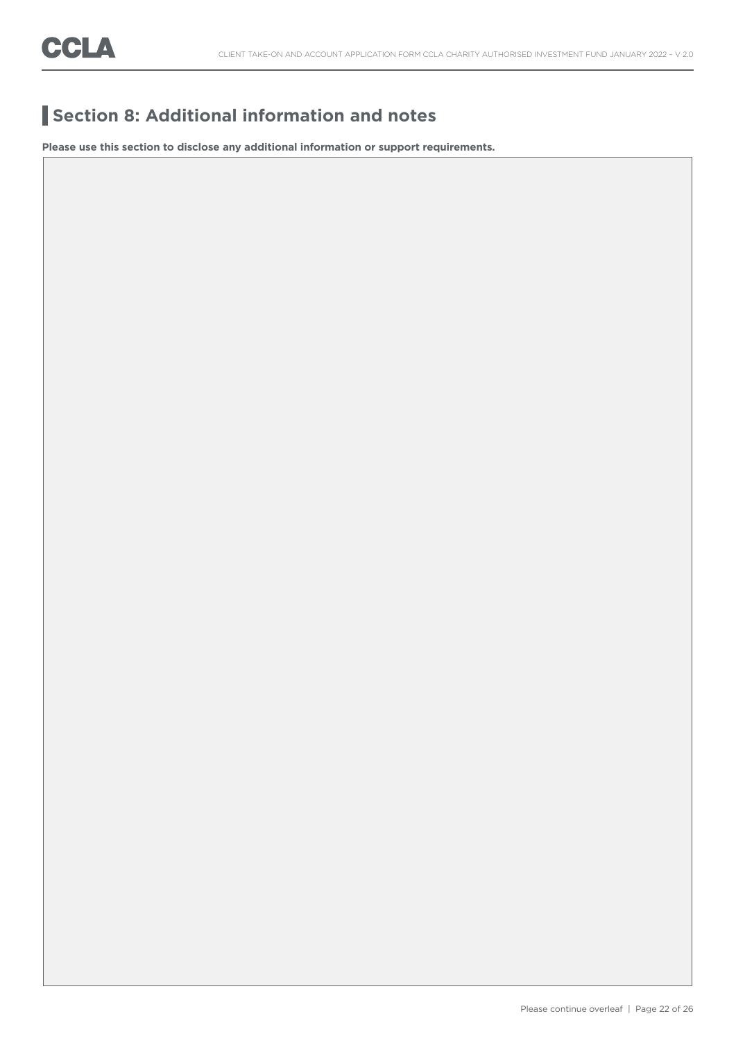## Section 8: Additional information and notes

**Please use this section to disclose any additional information or support requirements.**

Please continue overleaf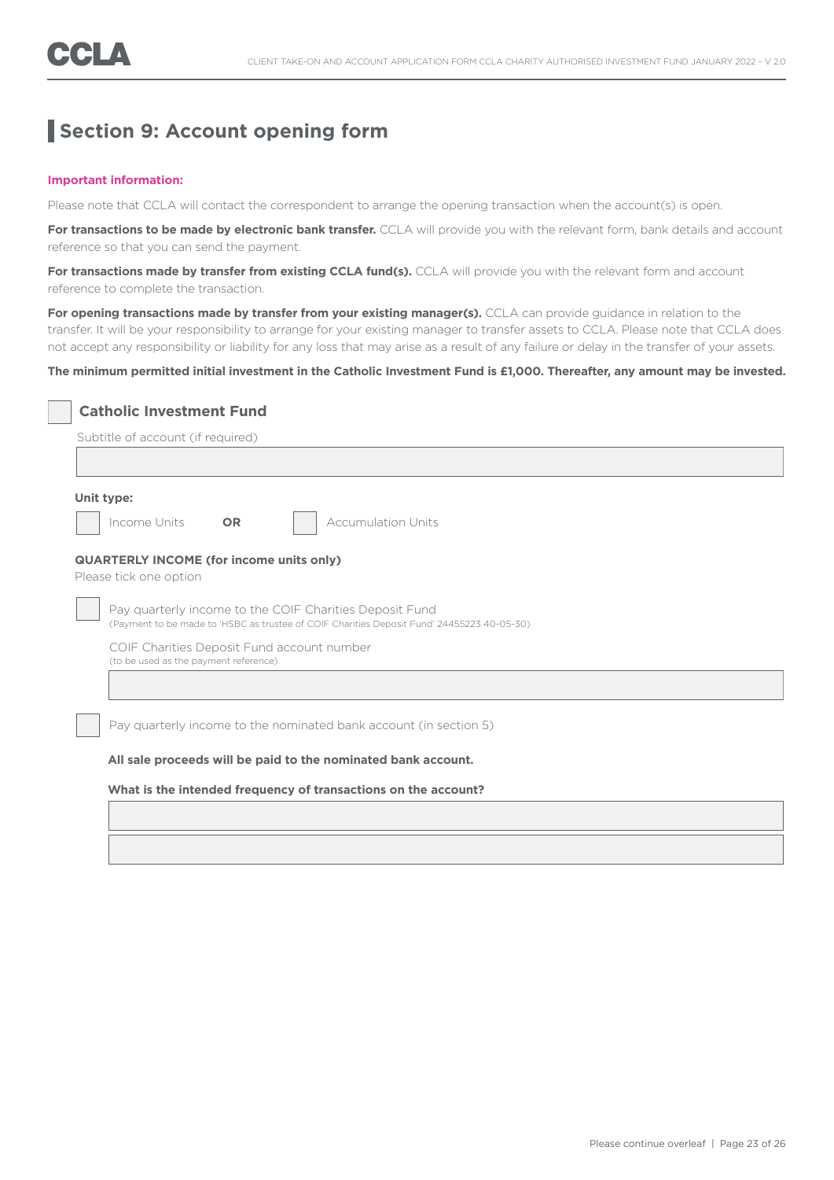## Section 9: Account opening form

**Important information:**

Please note that CCLA will contact the correspondent to arrange the opening transaction when the account(s) is open.

**For transactions to be made by electronic bank transfer.** CCLA will provide you with the relevant form, bank details and account reference so that you can send the payment.

**For transactions made by transfer from existing CCLA fund(s).** CCLA will provide you with the relevant form and account reference to complete the transaction.

**For opening transactions made by transfer from your existing manager(s).** CCLA can provide guidance in relation to the transfer. It will be your responsibility to arrange for your existing manager to transfer assets to CCLA. Please note that CCLA does not accept any responsibility or liability for any loss that may arise as a result of any failure or delay in the transfer of your assets.

**The minimum permitted initial investment in the Catholic Investment Fund is £1,000. Thereafter, any amount may be invested.**

☐ **Catholic Investment Fund**

Subtitle of account (if required)

\_\_\_\_\_\_\_\_\_\_\_\_\_\_\_\_\_\_\_\_

**Unit type:**

☐ Income Units **OR** ☐ Accumulation Units

**QUARTERLY INCOME (for income units only)**

Please tick one option

☐ Pay quarterly income to the COIF Charities Deposit Fund
(Payment to be made to 'HSBC as trustee of COIF Charities Deposit Fund' 24455223 40-05-30)

COIF Charities Deposit Fund account number
(to be used as the payment reference)

\_\_\_\_\_\_\_\_\_\_\_\_\_\_\_\_\_\_\_\_

☐ Pay quarterly income to the nominated bank account (in section 5)

**All sale proceeds will be paid to the nominated bank account.**

**What is the intended frequency of transactions on the account?**

\_\_\_\_\_\_\_\_\_\_\_\_\_\_\_\_\_\_\_\_

\_\_\_\_\_\_\_\_\_\_\_\_\_\_\_\_\_\_\_\_

Please continue overleaf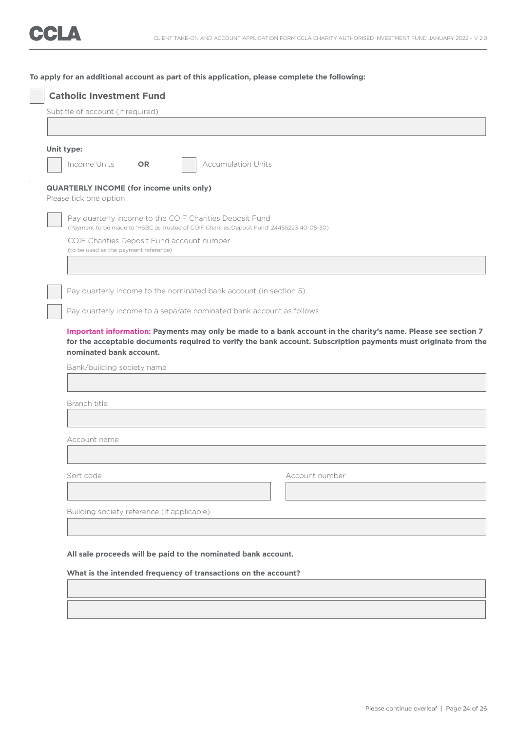**To apply for an additional account as part of this application, please complete the following:**

☐ **Catholic Investment Fund**

Subtitle of account (if required)

**Unit type:**

☐ Income Units **OR** ☐ Accumulation Units

**QUARTERLY INCOME (for income units only)**

Please tick one option

☐ Pay quarterly income to the COIF Charities Deposit Fund
(Payment to be made to 'HSBC as trustee of COIF Charities Deposit Fund' 24455223 40-05-30)

COIF Charities Deposit Fund account number
(to be used as the payment reference)

☐ Pay quarterly income to the nominated bank account (in section 5)

☐ Pay quarterly income to a separate nominated bank account as follows

**Important information: Payments may only be made to a bank account in the charity's name. Please see section 7 for the acceptable documents required to verify the bank account. Subscription payments must originate from the nominated bank account.**

Bank/building society name

Branch title

Account name

Sort code

Account number

Building society reference (if applicable)

**All sale proceeds will be paid to the nominated bank account.**

**What is the intended frequency of transactions on the account?**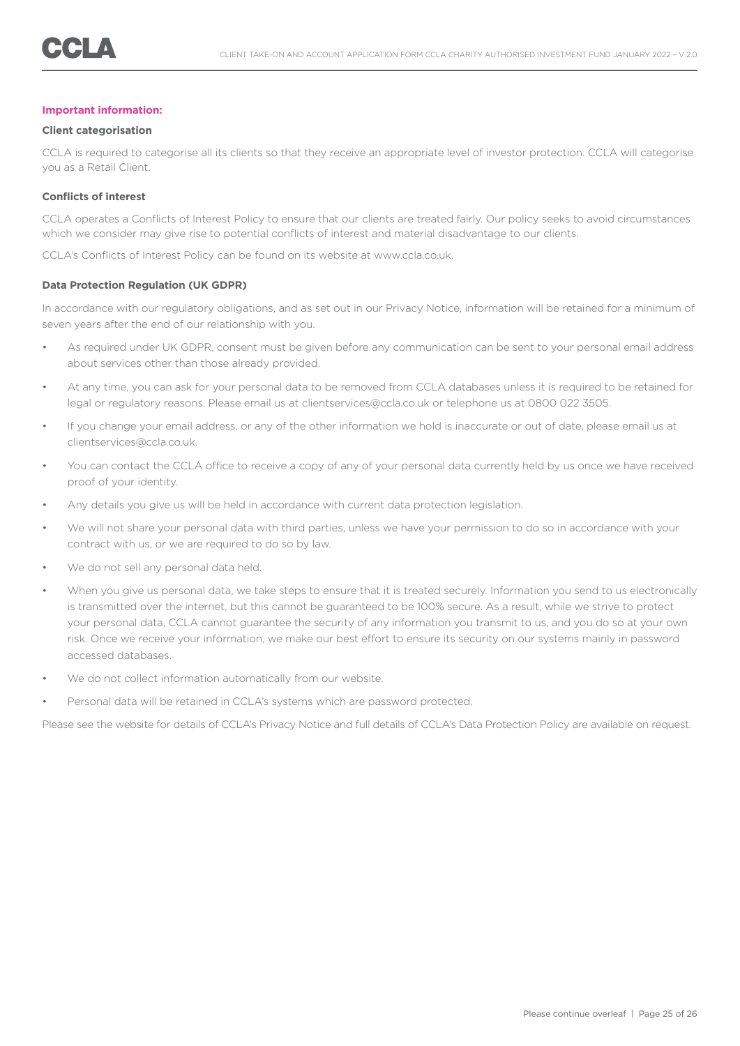**Important information:**

**Client categorisation**

CCLA is required to categorise all its clients so that they receive an appropriate level of investor protection. CCLA will categorise you as a Retail Client.

**Conflicts of interest**

CCLA operates a Conflicts of Interest Policy to ensure that our clients are treated fairly. Our policy seeks to avoid circumstances which we consider may give rise to potential conflicts of interest and material disadvantage to our clients.

CCLA's Conflicts of Interest Policy can be found on its website at www.ccla.co.uk.

**Data Protection Regulation (UK GDPR)**

In accordance with our regulatory obligations, and as set out in our Privacy Notice, information will be retained for a minimum of seven years after the end of our relationship with you.

- As required under UK GDPR, consent must be given before any communication can be sent to your personal email address about services other than those already provided.
- At any time, you can ask for your personal data to be removed from CCLA databases unless it is required to be retained for legal or regulatory reasons. Please email us at clientservices@ccla.co.uk or telephone us at 0800 022 3505.
- If you change your email address, or any of the other information we hold is inaccurate or out of date, please email us at clientservices@ccla.co.uk.
- You can contact the CCLA office to receive a copy of any of your personal data currently held by us once we have received proof of your identity.
- Any details you give us will be held in accordance with current data protection legislation.
- We will not share your personal data with third parties, unless we have your permission to do so in accordance with your contract with us, or we are required to do so by law.
- We do not sell any personal data held.
- When you give us personal data, we take steps to ensure that it is treated securely. Information you send to us electronically is transmitted over the internet, but this cannot be guaranteed to be 100% secure. As a result, while we strive to protect your personal data, CCLA cannot guarantee the security of any information you transmit to us, and you do so at your own risk. Once we receive your information, we make our best effort to ensure its security on our systems mainly in password accessed databases.
- We do not collect information automatically from our website.
- Personal data will be retained in CCLA's systems which are password protected.

Please see the website for details of CCLA's Privacy Notice and full details of CCLA's Data Protection Policy are available on request.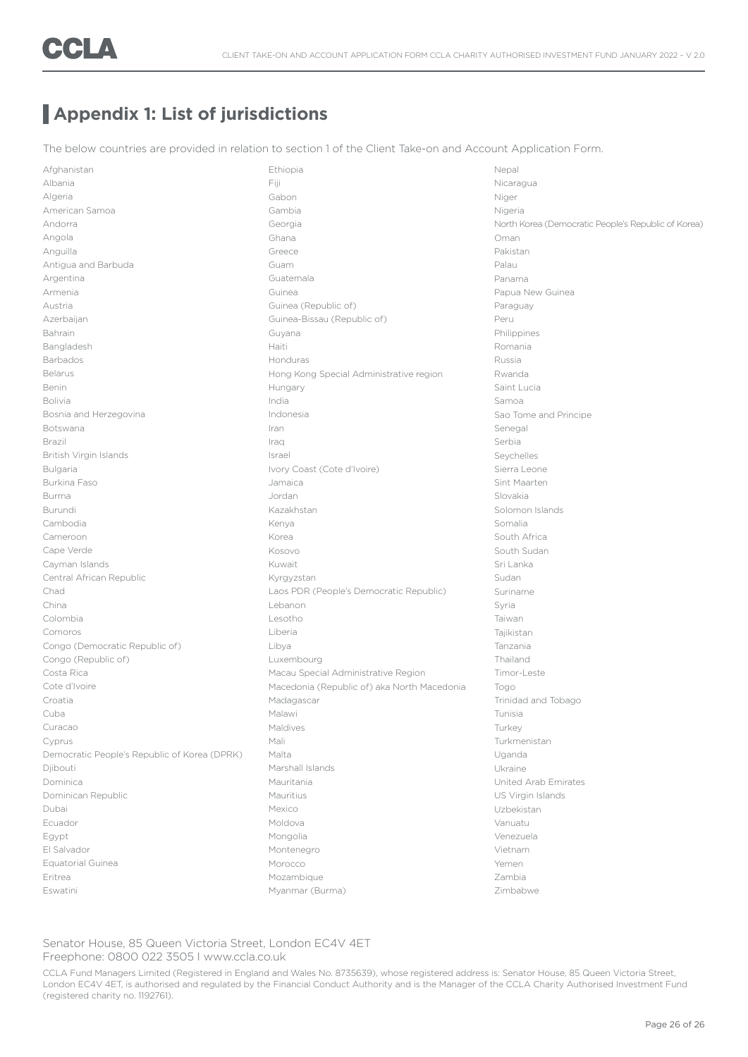## Appendix 1: List of jurisdictions

The below countries are provided in relation to section 1 of the Client Take-on and Account Application Form.

Afghanistan
Albania
Algeria
American Samoa
Andorra
Angola
Anguilla
Antigua and Barbuda
Argentina
Armenia
Austria
Azerbaijan
Bahrain
Bangladesh
Barbados
Belarus
Benin
Bolivia
Bosnia and Herzegovina
Botswana
Brazil
British Virgin Islands
Bulgaria
Burkina Faso
Burma
Burundi
Cambodia
Cameroon
Cape Verde
Cayman Islands
Central African Republic
Chad
China
Colombia
Comoros
Congo (Democratic Republic of)
Congo (Republic of)
Costa Rica
Cote d'Ivoire
Croatia
Cuba
Curacao
Cyprus
Democratic People's Republic of Korea (DPRK)
Djibouti
Dominica
Dominican Republic
Dubai
Ecuador
Egypt
El Salvador
Equatorial Guinea
Eritrea
Eswatini
Ethiopia
Fiji
Gabon
Gambia
Georgia
Ghana
Greece
Guam
Guatemala
Guinea
Guinea (Republic of)
Guinea-Bissau (Republic of)
Guyana
Haiti
Honduras
Hong Kong Special Administrative region
Hungary
India
Indonesia
Iran
Iraq
Israel
Ivory Coast (Cote d'Ivoire)
Jamaica
Jordan
Kazakhstan
Kenya
Korea
Kosovo
Kuwait
Kyrgyzstan
Laos PDR (People's Democratic Republic)
Lebanon
Lesotho
Liberia
Libya
Luxembourg
Macau Special Administrative Region
Macedonia (Republic of) aka North Macedonia
Madagascar
Malawi
Maldives
Mali
Malta
Marshall Islands
Mauritania
Mauritius
Mexico
Moldova
Mongolia
Montenegro
Morocco
Mozambique
Myanmar (Burma)
Nepal
Nicaragua
Niger
Nigeria
North Korea (Democratic People's Republic of Korea)
Oman
Pakistan
Palau
Panama
Papua New Guinea
Paraguay
Peru
Philippines
Romania
Russia
Rwanda
Saint Lucia
Samoa
Sao Tome and Principe
Senegal
Serbia
Seychelles
Sierra Leone
Sint Maarten
Slovakia
Solomon Islands
Somalia
South Africa
South Sudan
Sri Lanka
Sudan
Suriname
Syria
Taiwan
Tajikistan
Tanzania
Thailand
Timor-Leste
Togo
Trinidad and Tobago
Tunisia
Turkey
Turkmenistan
Uganda
Ukraine
United Arab Emirates
US Virgin Islands
Uzbekistan
Vanuatu
Venezuela
Vietnam
Yemen
Zambia
Zimbabwe

Senator House, 85 Queen Victoria Street, London EC4V 4ET
Freephone: 0800 022 3505 | www.ccla.co.uk

CCLA Fund Managers Limited (Registered in England and Wales No. 8735639), whose registered address is: Senator House, 85 Queen Victoria Street, London EC4V 4ET, is authorised and regulated by the Financial Conduct Authority and is the Manager of the CCLA Charity Authorised Investment Fund (registered charity no. 1192761).